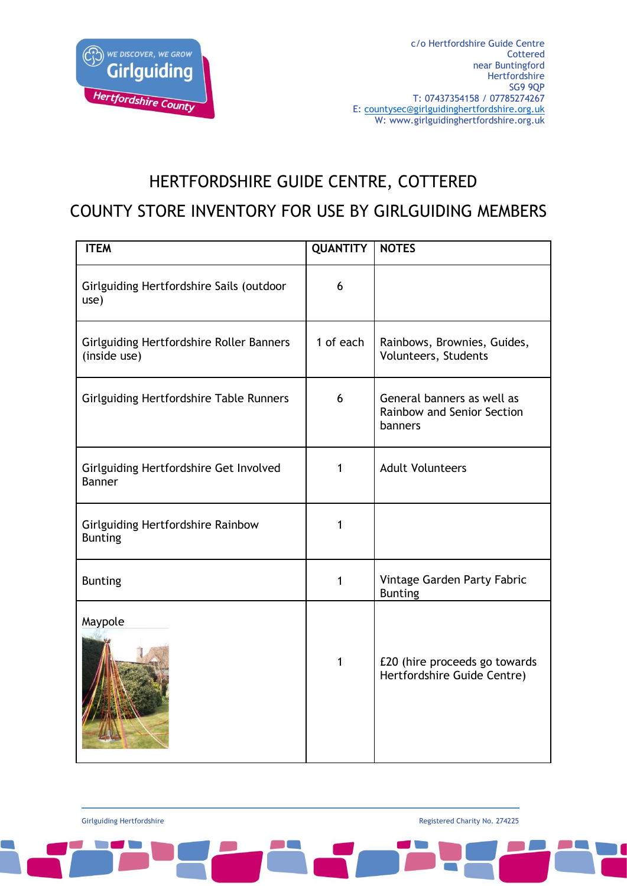c/o Hertfordshire Guide Centre
Cottered
near Buntingford
Hertfordshire
SG9 9QP
T: 07437354158 / 07785274267
E: countysec@girlguidinghertfordshire.org.uk
W: www.girlguidinghertfordshire.org.uk

# HERTFORDSHIRE GUIDE CENTRE, COTTERED

## COUNTY STORE INVENTORY FOR USE BY GIRLGUIDING MEMBERS

| ITEM | QUANTITY | NOTES |
|---|---|---|
| Girlguiding Hertfordshire Sails (outdoor use) | 6 | |
| Girlguiding Hertfordshire Roller Banners (inside use) | 1 of each | Rainbows, Brownies, Guides, Volunteers, Students |
| Girlguiding Hertfordshire Table Runners | 6 | General banners as well as Rainbow and Senior Section banners |
| Girlguiding Hertfordshire Get Involved Banner | 1 | Adult Volunteers |
| Girlguiding Hertfordshire Rainbow Bunting | 1 | |
| Bunting | 1 | Vintage Garden Party Fabric Bunting |
| Maypole | 1 | £20 (hire proceeds go towards Hertfordshire Guide Centre) |

Girlguiding Hertfordshire

Registered Charity No. 274225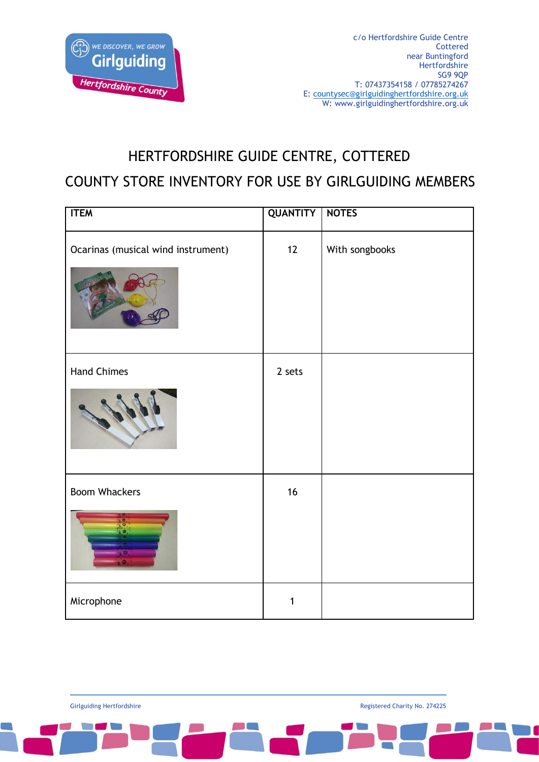c/o Hertfordshire Guide Centre
Cottered
near Buntingford
Hertfordshire
SG9 9QP
T: 07437354158 / 07785274267
E: countysec@girlguidinghertfordshire.org.uk
W: www.girlguidinghertfordshire.org.uk

# HERTFORDSHIRE GUIDE CENTRE, COTTERED

## COUNTY STORE INVENTORY FOR USE BY GIRLGUIDING MEMBERS

| ITEM | QUANTITY | NOTES |
|---|---|---|
| Ocarinas (musical wind instrument) | 12 | With songbooks |
| Hand Chimes | 2 sets | |
| Boom Whackers | 16 | |
| Microphone | 1 | |

Girlguiding Hertfordshire

Registered Charity No. 274225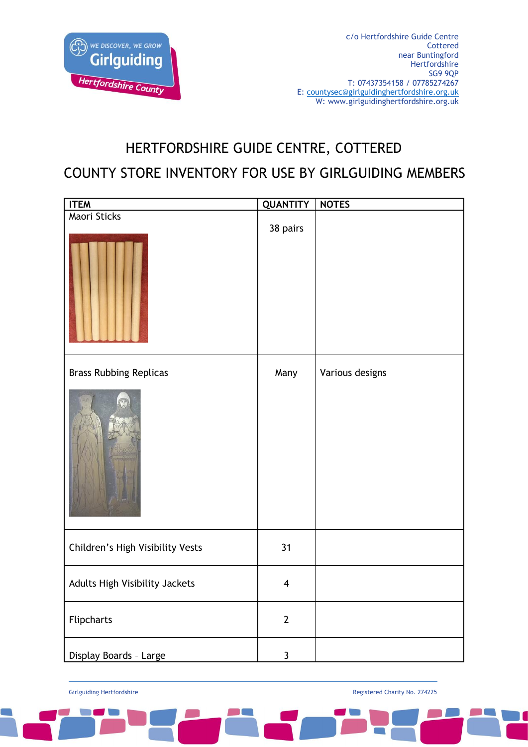c/o Hertfordshire Guide Centre
Cottered
near Buntingford
Hertfordshire
SG9 9QP
T: 07437354158 / 07785274267
E: countysec@girlguidinghertfordshire.org.uk
W: www.girlguidinghertfordshire.org.uk

# HERTFORDSHIRE GUIDE CENTRE, COTTERED

## COUNTY STORE INVENTORY FOR USE BY GIRLGUIDING MEMBERS

| ITEM | QUANTITY | NOTES |
|---|---|---|
| Maori Sticks | 38 pairs | |
| Brass Rubbing Replicas | Many | Various designs |
| Children's High Visibility Vests | 31 | |
| Adults High Visibility Jackets | 4 | |
| Flipcharts | 2 | |
| Display Boards – Large | 3 | |

Girlguiding Hertfordshire

Registered Charity No. 274225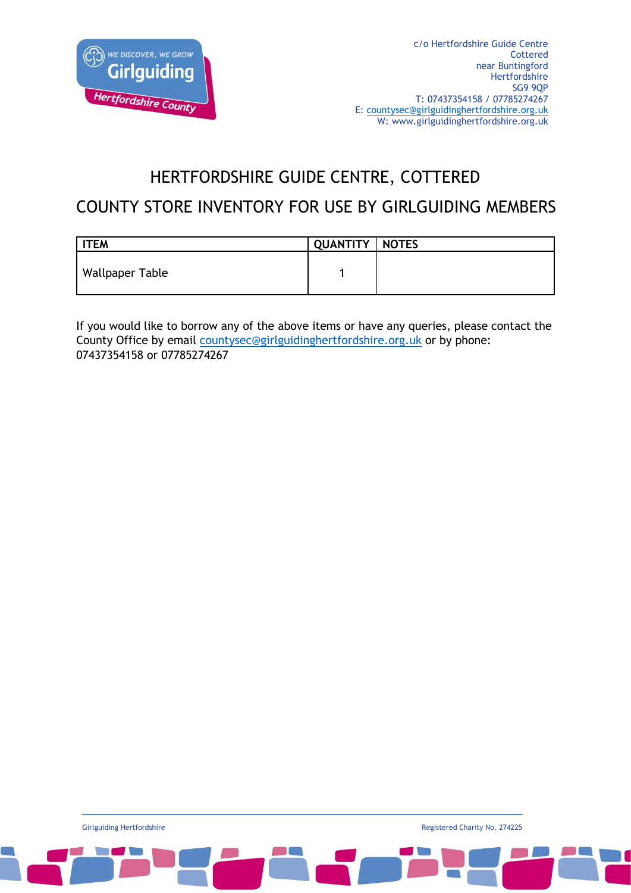c/o Hertfordshire Guide Centre
Cottered
near Buntingford
Hertfordshire
SG9 9QP
T: 07437354158 / 07785274267
E: countysec@girlguidinghertfordshire.org.uk
W: www.girlguidinghertfordshire.org.uk

# HERTFORDSHIRE GUIDE CENTRE, COTTERED

## COUNTY STORE INVENTORY FOR USE BY GIRLGUIDING MEMBERS

| ITEM | QUANTITY | NOTES |
| --- | --- | --- |
| Wallpaper Table | 1 | |

If you would like to borrow any of the above items or have any queries, please contact the County Office by email countysec@girlguidinghertfordshire.org.uk or by phone: 07437354158 or 07785274267

Girlguiding Hertfordshire

Registered Charity No. 274225